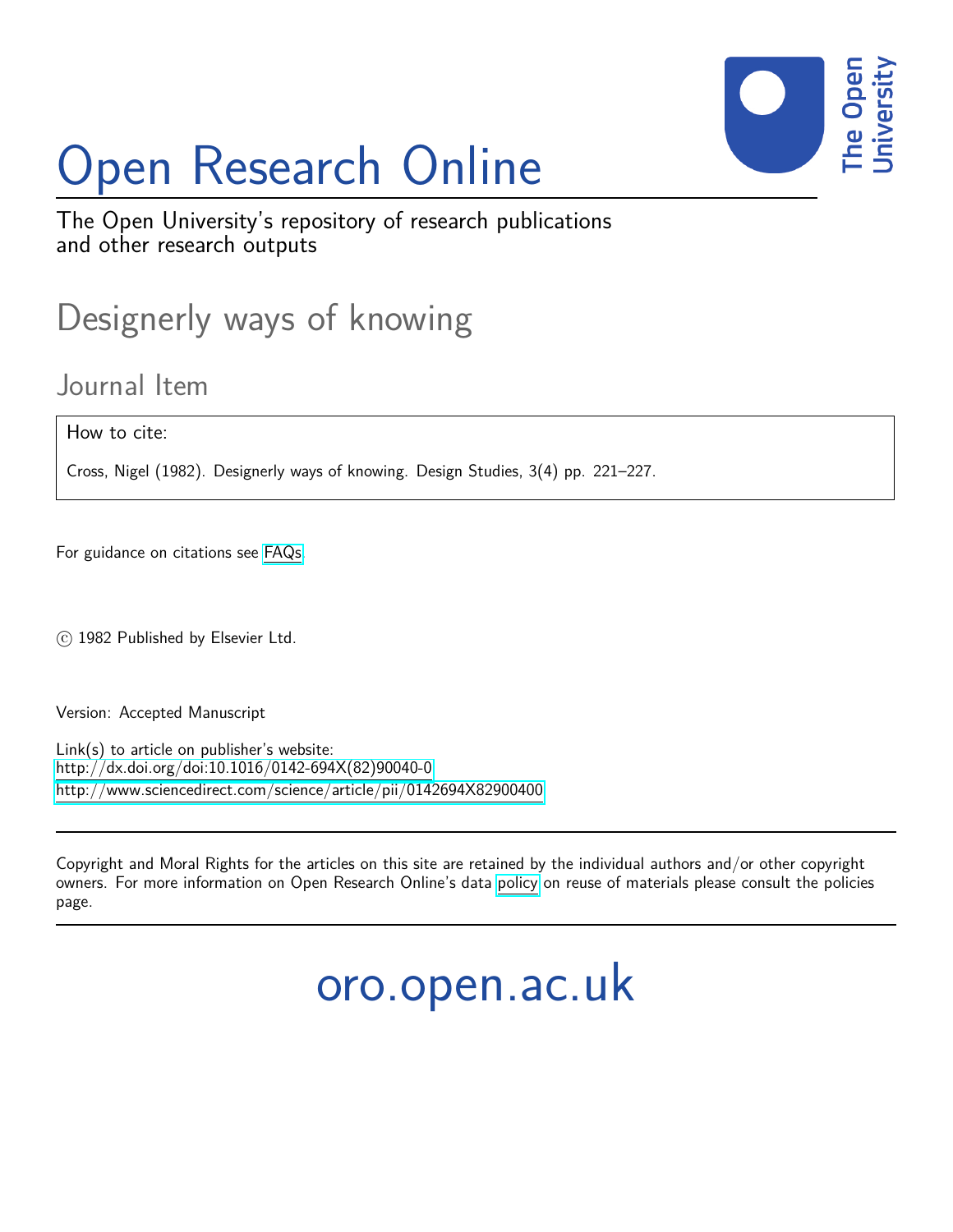# Open Research Online

The Open University's repository of research publications and other research outputs

## Designerly ways of knowing

### Journal Item

How to cite:

Cross, Nigel (1982). Designerly ways of knowing. Design Studies, 3(4) pp. 221–227.

For guidance on citations see FAQs.

© 1982 Published by Elsevier Ltd.

Version: Accepted Manuscript

Link(s) to article on publisher's website:
http://dx.doi.org/doi:10.1016/0142-694X(82)90040-0
http://www.sciencedirect.com/science/article/pii/0142694X82900400

Copyright and Moral Rights for the articles on this site are retained by the individual authors and/or other copyright owners. For more information on Open Research Online's data policy on reuse of materials please consult the policies page.

oro.open.ac.uk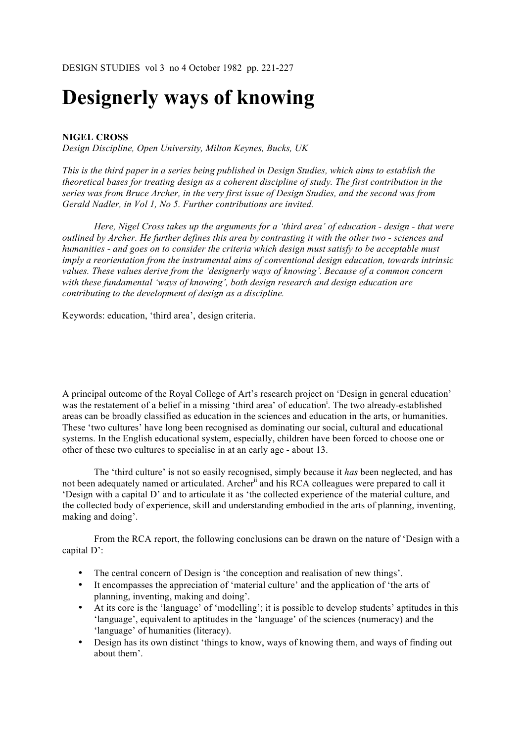DESIGN STUDIES vol 3 no 4 October 1982 pp. 221-227

# Designerly ways of knowing

**NIGEL CROSS**
*Design Discipline, Open University, Milton Keynes, Bucks, UK*

*This is the third paper in a series being published in Design Studies, which aims to establish the theoretical bases for treating design as a coherent discipline of study. The first contribution in the series was from Bruce Archer, in the very first issue of Design Studies, and the second was from Gerald Nadler, in Vol 1, No 5. Further contributions are invited.*

*Here, Nigel Cross takes up the arguments for a 'third area' of education - design - that were outlined by Archer. He further defines this area by contrasting it with the other two - sciences and humanities - and goes on to consider the criteria which design must satisfy to be acceptable must imply a reorientation from the instrumental aims of conventional design education, towards intrinsic values. These values derive from the 'designerly ways of knowing'. Because of a common concern with these fundamental 'ways of knowing', both design research and design education are contributing to the development of design as a discipline.*

Keywords: education, 'third area', design criteria.

A principal outcome of the Royal College of Art's research project on 'Design in general education' was the restatement of a belief in a missing 'third area' of education[i]. The two already-established areas can be broadly classified as education in the sciences and education in the arts, or humanities. These 'two cultures' have long been recognised as dominating our social, cultural and educational systems. In the English educational system, especially, children have been forced to choose one or other of these two cultures to specialise in at an early age - about 13.

The 'third culture' is not so easily recognised, simply because it *has* been neglected, and has not been adequately named or articulated. Archer[ii] and his RCA colleagues were prepared to call it 'Design with a capital D' and to articulate it as 'the collected experience of the material culture, and the collected body of experience, skill and understanding embodied in the arts of planning, inventing, making and doing'.

From the RCA report, the following conclusions can be drawn on the nature of 'Design with a capital D':

- The central concern of Design is 'the conception and realisation of new things'.
- It encompasses the appreciation of 'material culture' and the application of 'the arts of planning, inventing, making and doing'.
- At its core is the 'language' of 'modelling'; it is possible to develop students' aptitudes in this 'language', equivalent to aptitudes in the 'language' of the sciences (numeracy) and the 'language' of humanities (literacy).
- Design has its own distinct 'things to know, ways of knowing them, and ways of finding out about them'.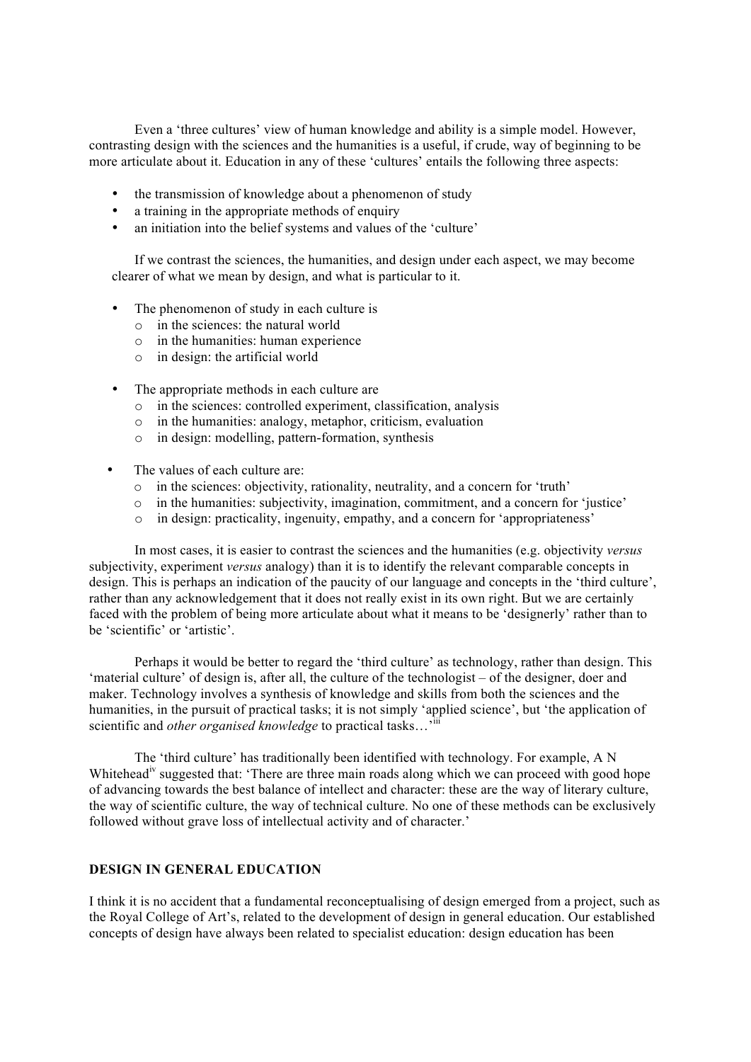Even a 'three cultures' view of human knowledge and ability is a simple model. However, contrasting design with the sciences and the humanities is a useful, if crude, way of beginning to be more articulate about it. Education in any of these 'cultures' entails the following three aspects:

- the transmission of knowledge about a phenomenon of study
- a training in the appropriate methods of enquiry
- an initiation into the belief systems and values of the 'culture'

If we contrast the sciences, the humanities, and design under each aspect, we may become clearer of what we mean by design, and what is particular to it.

- The phenomenon of study in each culture is
  - in the sciences: the natural world
  - in the humanities: human experience
  - in design: the artificial world

- The appropriate methods in each culture are
  - in the sciences: controlled experiment, classification, analysis
  - in the humanities: analogy, metaphor, criticism, evaluation
  - in design: modelling, pattern-formation, synthesis

- The values of each culture are:
  - in the sciences: objectivity, rationality, neutrality, and a concern for 'truth'
  - in the humanities: subjectivity, imagination, commitment, and a concern for 'justice'
  - in design: practicality, ingenuity, empathy, and a concern for 'appropriateness'

In most cases, it is easier to contrast the sciences and the humanities (e.g. objectivity *versus* subjectivity, experiment *versus* analogy) than it is to identify the relevant comparable concepts in design. This is perhaps an indication of the paucity of our language and concepts in the 'third culture', rather than any acknowledgement that it does not really exist in its own right. But we are certainly faced with the problem of being more articulate about what it means to be 'designerly' rather than to be 'scientific' or 'artistic'.

Perhaps it would be better to regard the 'third culture' as technology, rather than design. This 'material culture' of design is, after all, the culture of the technologist – of the designer, doer and maker. Technology involves a synthesis of knowledge and skills from both the sciences and the humanities, in the pursuit of practical tasks; it is not simply 'applied science', but 'the application of scientific and *other organised knowledge* to practical tasks…'[iii]

The 'third culture' has traditionally been identified with technology. For example, A N Whitehead[iv] suggested that: 'There are three main roads along which we can proceed with good hope of advancing towards the best balance of intellect and character: these are the way of literary culture, the way of scientific culture, the way of technical culture. No one of these methods can be exclusively followed without grave loss of intellectual activity and of character.'

## DESIGN IN GENERAL EDUCATION

I think it is no accident that a fundamental reconceptualising of design emerged from a project, such as the Royal College of Art's, related to the development of design in general education. Our established concepts of design have always been related to specialist education: design education has been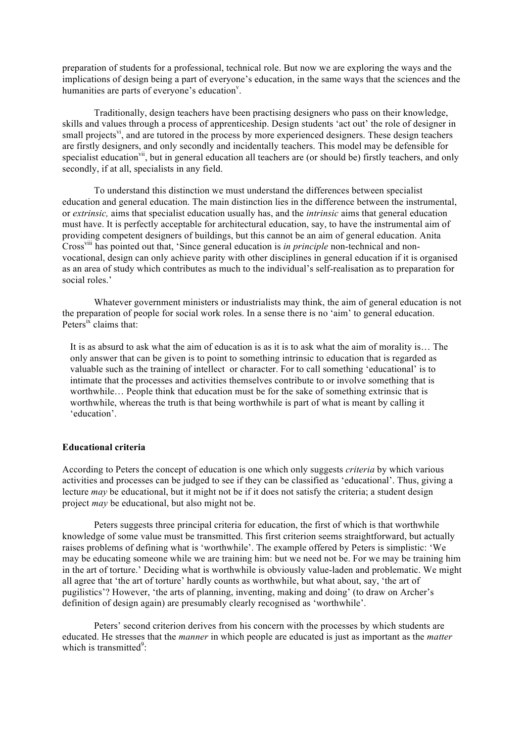preparation of students for a professional, technical role. But now we are exploring the ways and the implications of design being a part of everyone's education, in the same ways that the sciences and the humanities are parts of everyone's education[v].

Traditionally, design teachers have been practising designers who pass on their knowledge, skills and values through a process of apprenticeship. Design students 'act out' the role of designer in small projects[vi], and are tutored in the process by more experienced designers. These design teachers are firstly designers, and only secondly and incidentally teachers. This model may be defensible for specialist education[vii], but in general education all teachers are (or should be) firstly teachers, and only secondly, if at all, specialists in any field.

To understand this distinction we must understand the differences between specialist education and general education. The main distinction lies in the difference between the instrumental, or *extrinsic,* aims that specialist education usually has, and the *intrinsic* aims that general education must have. It is perfectly acceptable for architectural education, say, to have the instrumental aim of providing competent designers of buildings, but this cannot be an aim of general education. Anita Cross[viii] has pointed out that, 'Since general education is *in principle* non-technical and non-vocational, design can only achieve parity with other disciplines in general education if it is organised as an area of study which contributes as much to the individual's self-realisation as to preparation for social roles.'

Whatever government ministers or industrialists may think, the aim of general education is not the preparation of people for social work roles. In a sense there is no 'aim' to general education. Peters[ix] claims that:

> It is as absurd to ask what the aim of education is as it is to ask what the aim of morality is… The only answer that can be given is to point to something intrinsic to education that is regarded as valuable such as the training of intellect or character. For to call something 'educational' is to intimate that the processes and activities themselves contribute to or involve something that is worthwhile… People think that education must be for the sake of something extrinsic that is worthwhile, whereas the truth is that being worthwhile is part of what is meant by calling it 'education'.

### Educational criteria

According to Peters the concept of education is one which only suggests *criteria* by which various activities and processes can be judged to see if they can be classified as 'educational'. Thus, giving a lecture *may* be educational, but it might not be if it does not satisfy the criteria; a student design project *may* be educational, but also might not be.

Peters suggests three principal criteria for education, the first of which is that worthwhile knowledge of some value must be transmitted. This first criterion seems straightforward, but actually raises problems of defining what is 'worthwhile'. The example offered by Peters is simplistic: 'We may be educating someone while we are training him: but we need not be. For we may be training him in the art of torture.' Deciding what is worthwhile is obviously value-laden and problematic. We might all agree that 'the art of torture' hardly counts as worthwhile, but what about, say, 'the art of pugilistics'? However, 'the arts of planning, inventing, making and doing' (to draw on Archer's definition of design again) are presumably clearly recognised as 'worthwhile'.

Peters' second criterion derives from his concern with the processes by which students are educated. He stresses that the *manner* in which people are educated is just as important as the *matter* which is transmitted[9]: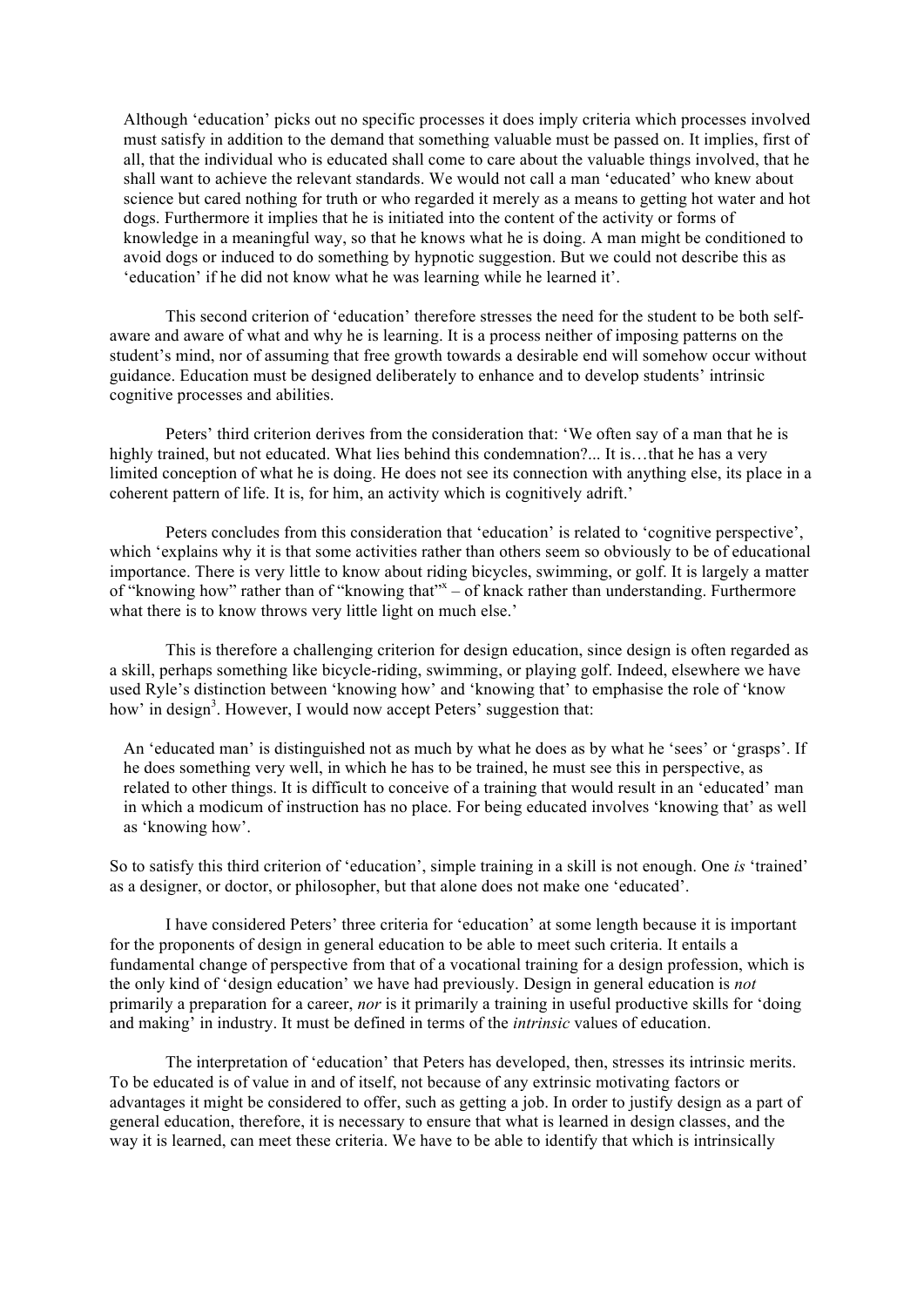> Although 'education' picks out no specific processes it does imply criteria which processes involved must satisfy in addition to the demand that something valuable must be passed on. It implies, first of all, that the individual who is educated shall come to care about the valuable things involved, that he shall want to achieve the relevant standards. We would not call a man 'educated' who knew about science but cared nothing for truth or who regarded it merely as a means to getting hot water and hot dogs. Furthermore it implies that he is initiated into the content of the activity or forms of knowledge in a meaningful way, so that he knows what he is doing. A man might be conditioned to avoid dogs or induced to do something by hypnotic suggestion. But we could not describe this as 'education' if he did not know what he was learning while he learned it'.

This second criterion of 'education' therefore stresses the need for the student to be both self-aware and aware of what and why he is learning. It is a process neither of imposing patterns on the student's mind, nor of assuming that free growth towards a desirable end will somehow occur without guidance. Education must be designed deliberately to enhance and to develop students' intrinsic cognitive processes and abilities.

Peters' third criterion derives from the consideration that: 'We often say of a man that he is highly trained, but not educated. What lies behind this condemnation?... It is…that he has a very limited conception of what he is doing. He does not see its connection with anything else, its place in a coherent pattern of life. It is, for him, an activity which is cognitively adrift.'

Peters concludes from this consideration that 'education' is related to 'cognitive perspective', which 'explains why it is that some activities rather than others seem so obviously to be of educational importance. There is very little to know about riding bicycles, swimming, or golf. It is largely a matter of "knowing how" rather than of "knowing that"[x] – of knack rather than understanding. Furthermore what there is to know throws very little light on much else.'

This is therefore a challenging criterion for design education, since design is often regarded as a skill, perhaps something like bicycle-riding, swimming, or playing golf. Indeed, elsewhere we have used Ryle's distinction between 'knowing how' and 'knowing that' to emphasise the role of 'know how' in design[3]. However, I would now accept Peters' suggestion that:

> An 'educated man' is distinguished not as much by what he does as by what he 'sees' or 'grasps'. If he does something very well, in which he has to be trained, he must see this in perspective, as related to other things. It is difficult to conceive of a training that would result in an 'educated' man in which a modicum of instruction has no place. For being educated involves 'knowing that' as well as 'knowing how'.

So to satisfy this third criterion of 'education', simple training in a skill is not enough. One *is* 'trained' as a designer, or doctor, or philosopher, but that alone does not make one 'educated'.

I have considered Peters' three criteria for 'education' at some length because it is important for the proponents of design in general education to be able to meet such criteria. It entails a fundamental change of perspective from that of a vocational training for a design profession, which is the only kind of 'design education' we have had previously. Design in general education is *not* primarily a preparation for a career, *nor* is it primarily a training in useful productive skills for 'doing and making' in industry. It must be defined in terms of the *intrinsic* values of education.

The interpretation of 'education' that Peters has developed, then, stresses its intrinsic merits. To be educated is of value in and of itself, not because of any extrinsic motivating factors or advantages it might be considered to offer, such as getting a job. In order to justify design as a part of general education, therefore, it is necessary to ensure that what is learned in design classes, and the way it is learned, can meet these criteria. We have to be able to identify that which is intrinsically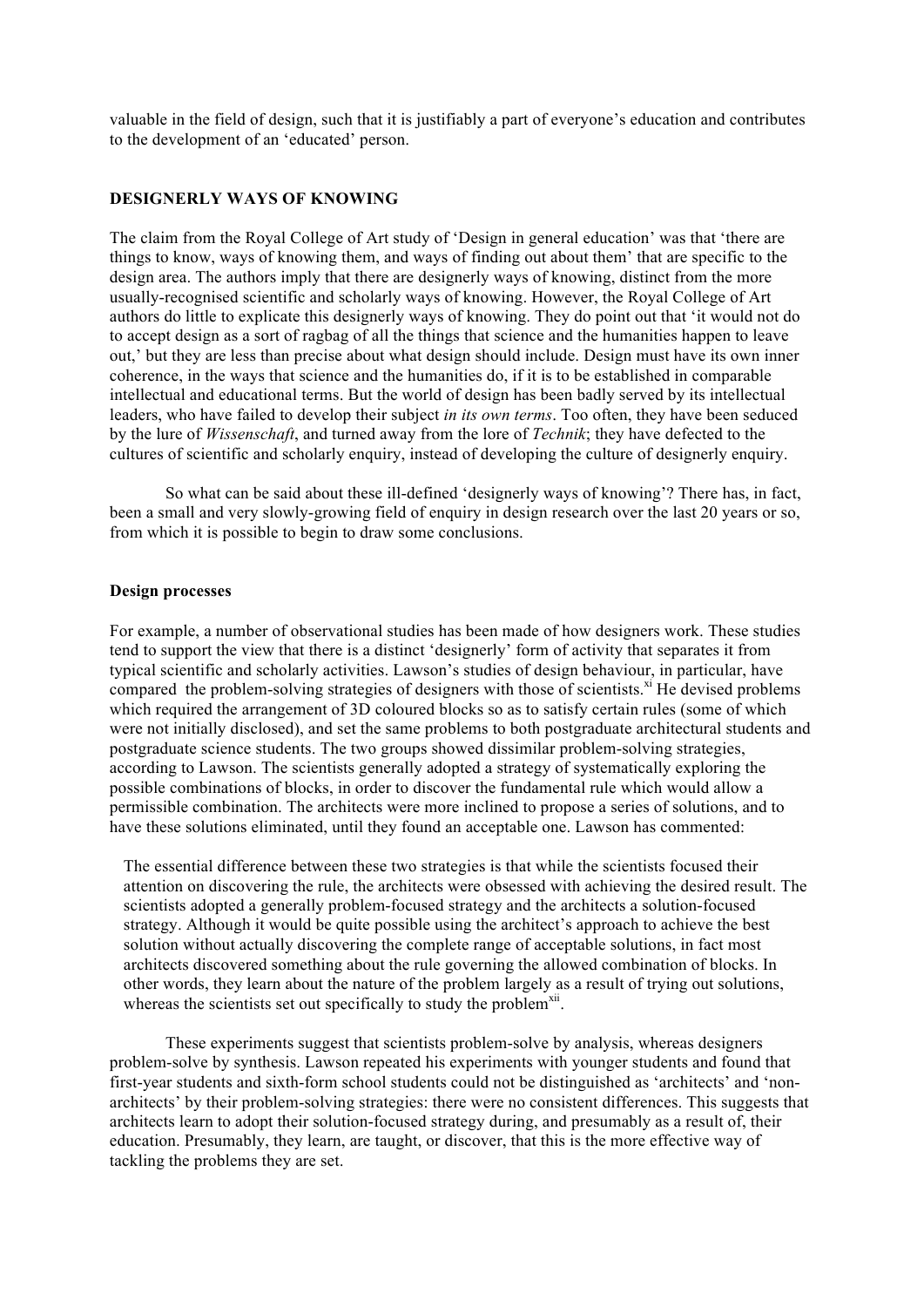valuable in the field of design, such that it is justifiably a part of everyone's education and contributes to the development of an 'educated' person.

## DESIGNERLY WAYS OF KNOWING

The claim from the Royal College of Art study of 'Design in general education' was that 'there are things to know, ways of knowing them, and ways of finding out about them' that are specific to the design area. The authors imply that there are designerly ways of knowing, distinct from the more usually-recognised scientific and scholarly ways of knowing. However, the Royal College of Art authors do little to explicate this designerly ways of knowing. They do point out that 'it would not do to accept design as a sort of ragbag of all the things that science and the humanities happen to leave out,' but they are less than precise about what design should include. Design must have its own inner coherence, in the ways that science and the humanities do, if it is to be established in comparable intellectual and educational terms. But the world of design has been badly served by its intellectual leaders, who have failed to develop their subject *in its own terms*. Too often, they have been seduced by the lure of *Wissenschaft*, and turned away from the lore of *Technik*; they have defected to the cultures of scientific and scholarly enquiry, instead of developing the culture of designerly enquiry.

So what can be said about these ill-defined 'designerly ways of knowing'? There has, in fact, been a small and very slowly-growing field of enquiry in design research over the last 20 years or so, from which it is possible to begin to draw some conclusions.

### Design processes

For example, a number of observational studies has been made of how designers work. These studies tend to support the view that there is a distinct 'designerly' form of activity that separates it from typical scientific and scholarly activities. Lawson's studies of design behaviour, in particular, have compared the problem-solving strategies of designers with those of scientists.[xi] He devised problems which required the arrangement of 3D coloured blocks so as to satisfy certain rules (some of which were not initially disclosed), and set the same problems to both postgraduate architectural students and postgraduate science students. The two groups showed dissimilar problem-solving strategies, according to Lawson. The scientists generally adopted a strategy of systematically exploring the possible combinations of blocks, in order to discover the fundamental rule which would allow a permissible combination. The architects were more inclined to propose a series of solutions, and to have these solutions eliminated, until they found an acceptable one. Lawson has commented:

> The essential difference between these two strategies is that while the scientists focused their attention on discovering the rule, the architects were obsessed with achieving the desired result. The scientists adopted a generally problem-focused strategy and the architects a solution-focused strategy. Although it would be quite possible using the architect's approach to achieve the best solution without actually discovering the complete range of acceptable solutions, in fact most architects discovered something about the rule governing the allowed combination of blocks. In other words, they learn about the nature of the problem largely as a result of trying out solutions, whereas the scientists set out specifically to study the problem[xii].

These experiments suggest that scientists problem-solve by analysis, whereas designers problem-solve by synthesis. Lawson repeated his experiments with younger students and found that first-year students and sixth-form school students could not be distinguished as 'architects' and 'non-architects' by their problem-solving strategies: there were no consistent differences. This suggests that architects learn to adopt their solution-focused strategy during, and presumably as a result of, their education. Presumably, they learn, are taught, or discover, that this is the more effective way of tackling the problems they are set.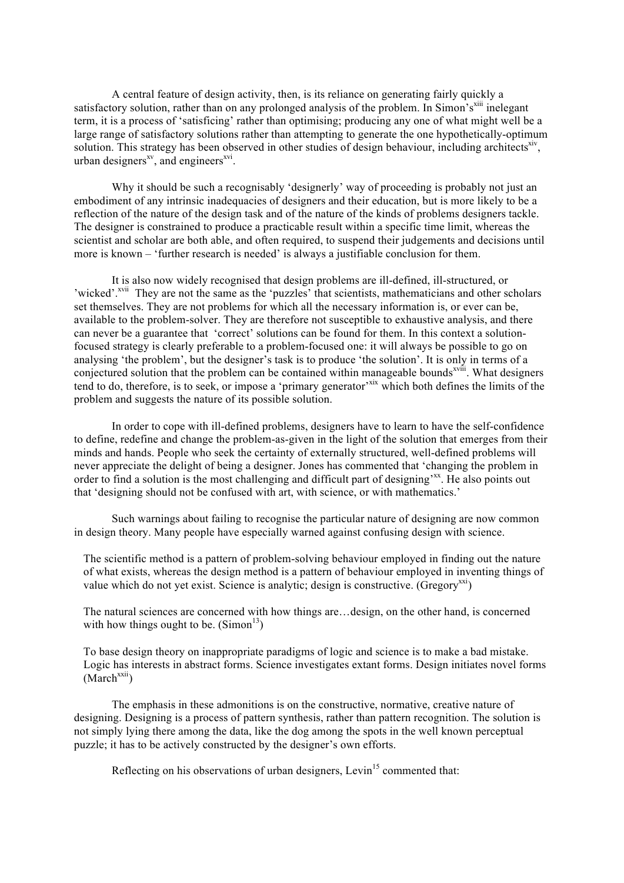A central feature of design activity, then, is its reliance on generating fairly quickly a satisfactory solution, rather than on any prolonged analysis of the problem. In Simon's[xiii] inelegant term, it is a process of 'satisficing' rather than optimising; producing any one of what might well be a large range of satisfactory solutions rather than attempting to generate the one hypothetically-optimum solution. This strategy has been observed in other studies of design behaviour, including architects[xiv], urban designers[xv], and engineers[xvi].

Why it should be such a recognisably 'designerly' way of proceeding is probably not just an embodiment of any intrinsic inadequacies of designers and their education, but is more likely to be a reflection of the nature of the design task and of the nature of the kinds of problems designers tackle. The designer is constrained to produce a practicable result within a specific time limit, whereas the scientist and scholar are both able, and often required, to suspend their judgements and decisions until more is known – 'further research is needed' is always a justifiable conclusion for them.

It is also now widely recognised that design problems are ill-defined, ill-structured, or 'wicked'.[xvii] They are not the same as the 'puzzles' that scientists, mathematicians and other scholars set themselves. They are not problems for which all the necessary information is, or ever can be, available to the problem-solver. They are therefore not susceptible to exhaustive analysis, and there can never be a guarantee that 'correct' solutions can be found for them. In this context a solution-focused strategy is clearly preferable to a problem-focused one: it will always be possible to go on analysing 'the problem', but the designer's task is to produce 'the solution'. It is only in terms of a conjectured solution that the problem can be contained within manageable bounds[xviii]. What designers tend to do, therefore, is to seek, or impose a 'primary generator'[xix] which both defines the limits of the problem and suggests the nature of its possible solution.

In order to cope with ill-defined problems, designers have to learn to have the self-confidence to define, redefine and change the problem-as-given in the light of the solution that emerges from their minds and hands. People who seek the certainty of externally structured, well-defined problems will never appreciate the delight of being a designer. Jones has commented that 'changing the problem in order to find a solution is the most challenging and difficult part of designing'[xx]. He also points out that 'designing should not be confused with art, with science, or with mathematics.'

Such warnings about failing to recognise the particular nature of designing are now common in design theory. Many people have especially warned against confusing design with science.

> The scientific method is a pattern of problem-solving behaviour employed in finding out the nature of what exists, whereas the design method is a pattern of behaviour employed in inventing things of value which do not yet exist. Science is analytic; design is constructive. (Gregory[xxi])

> The natural sciences are concerned with how things are…design, on the other hand, is concerned with how things ought to be. (Simon[13])

> To base design theory on inappropriate paradigms of logic and science is to make a bad mistake. Logic has interests in abstract forms. Science investigates extant forms. Design initiates novel forms (March[xxii])

The emphasis in these admonitions is on the constructive, normative, creative nature of designing. Designing is a process of pattern synthesis, rather than pattern recognition. The solution is not simply lying there among the data, like the dog among the spots in the well known perceptual puzzle; it has to be actively constructed by the designer's own efforts.

Reflecting on his observations of urban designers, Levin[15] commented that: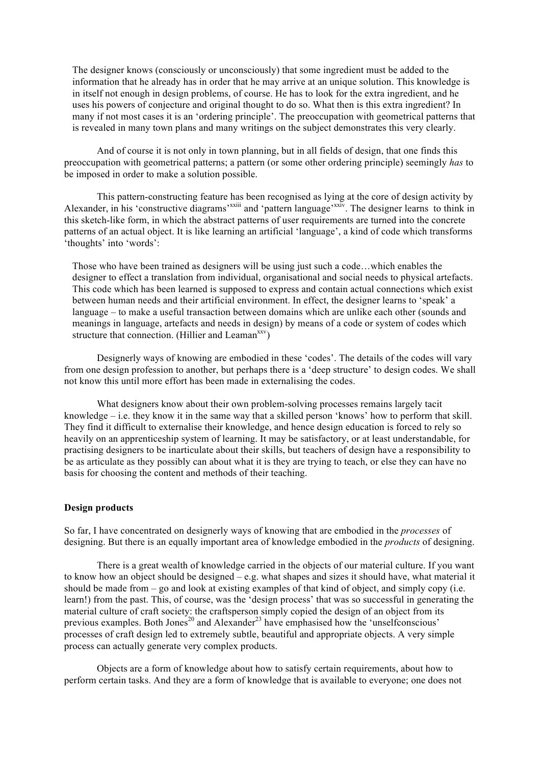> The designer knows (consciously or unconsciously) that some ingredient must be added to the information that he already has in order that he may arrive at an unique solution. This knowledge is in itself not enough in design problems, of course. He has to look for the extra ingredient, and he uses his powers of conjecture and original thought to do so. What then is this extra ingredient? In many if not most cases it is an 'ordering principle'. The preoccupation with geometrical patterns that is revealed in many town plans and many writings on the subject demonstrates this very clearly.

And of course it is not only in town planning, but in all fields of design, that one finds this preoccupation with geometrical patterns; a pattern (or some other ordering principle) seemingly *has* to be imposed in order to make a solution possible.

This pattern-constructing feature has been recognised as lying at the core of design activity by Alexander, in his 'constructive diagrams'[xxiii] and 'pattern language'[xxiv]. The designer learns to think in this sketch-like form, in which the abstract patterns of user requirements are turned into the concrete patterns of an actual object. It is like learning an artificial 'language', a kind of code which transforms 'thoughts' into 'words':

> Those who have been trained as designers will be using just such a code…which enables the designer to effect a translation from individual, organisational and social needs to physical artefacts. This code which has been learned is supposed to express and contain actual connections which exist between human needs and their artificial environment. In effect, the designer learns to 'speak' a language – to make a useful transaction between domains which are unlike each other (sounds and meanings in language, artefacts and needs in design) by means of a code or system of codes which structure that connection. (Hillier and Leaman[xxv])

Designerly ways of knowing are embodied in these 'codes'. The details of the codes will vary from one design profession to another, but perhaps there is a 'deep structure' to design codes. We shall not know this until more effort has been made in externalising the codes.

What designers know about their own problem-solving processes remains largely tacit knowledge – i.e. they know it in the same way that a skilled person 'knows' how to perform that skill. They find it difficult to externalise their knowledge, and hence design education is forced to rely so heavily on an apprenticeship system of learning. It may be satisfactory, or at least understandable, for practising designers to be inarticulate about their skills, but teachers of design have a responsibility to be as articulate as they possibly can about what it is they are trying to teach, or else they can have no basis for choosing the content and methods of their teaching.

**Design products**

So far, I have concentrated on designerly ways of knowing that are embodied in the *processes* of designing. But there is an equally important area of knowledge embodied in the *products* of designing.

There is a great wealth of knowledge carried in the objects of our material culture. If you want to know how an object should be designed – e.g. what shapes and sizes it should have, what material it should be made from – go and look at existing examples of that kind of object, and simply copy (i.e. learn!) from the past. This, of course, was the 'design process' that was so successful in generating the material culture of craft society: the craftsperson simply copied the design of an object from its previous examples. Both Jones[20] and Alexander[23] have emphasised how the 'unselfconscious' processes of craft design led to extremely subtle, beautiful and appropriate objects. A very simple process can actually generate very complex products.

Objects are a form of knowledge about how to satisfy certain requirements, about how to perform certain tasks. And they are a form of knowledge that is available to everyone; one does not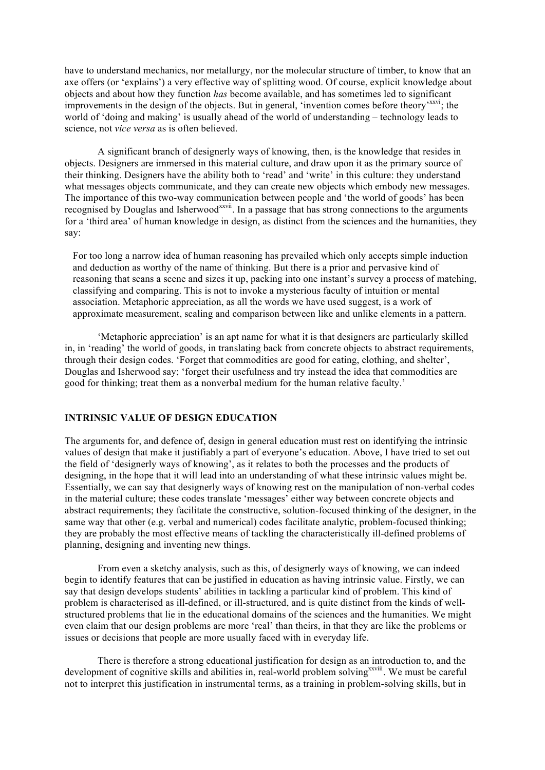have to understand mechanics, nor metallurgy, nor the molecular structure of timber, to know that an axe offers (or 'explains') a very effective way of splitting wood. Of course, explicit knowledge about objects and about how they function *has* become available, and has sometimes led to significant improvements in the design of the objects. But in general, 'invention comes before theory'[xxvi]; the world of 'doing and making' is usually ahead of the world of understanding – technology leads to science, not *vice versa* as is often believed.

A significant branch of designerly ways of knowing, then, is the knowledge that resides in objects. Designers are immersed in this material culture, and draw upon it as the primary source of their thinking. Designers have the ability both to 'read' and 'write' in this culture: they understand what messages objects communicate, and they can create new objects which embody new messages. The importance of this two-way communication between people and 'the world of goods' has been recognised by Douglas and Isherwood[xxvii]. In a passage that has strong connections to the arguments for a 'third area' of human knowledge in design, as distinct from the sciences and the humanities, they say:

> For too long a narrow idea of human reasoning has prevailed which only accepts simple induction and deduction as worthy of the name of thinking. But there is a prior and pervasive kind of reasoning that scans a scene and sizes it up, packing into one instant's survey a process of matching, classifying and comparing. This is not to invoke a mysterious faculty of intuition or mental association. Metaphoric appreciation, as all the words we have used suggest, is a work of approximate measurement, scaling and comparison between like and unlike elements in a pattern.

'Metaphoric appreciation' is an apt name for what it is that designers are particularly skilled in, in 'reading' the world of goods, in translating back from concrete objects to abstract requirements, through their design codes. 'Forget that commodities are good for eating, clothing, and shelter', Douglas and Isherwood say; 'forget their usefulness and try instead the idea that commodities are good for thinking; treat them as a nonverbal medium for the human relative faculty.'

## INTRINSIC VALUE OF DESIGN EDUCATION

The arguments for, and defence of, design in general education must rest on identifying the intrinsic values of design that make it justifiably a part of everyone's education. Above, I have tried to set out the field of 'designerly ways of knowing', as it relates to both the processes and the products of designing, in the hope that it will lead into an understanding of what these intrinsic values might be. Essentially, we can say that designerly ways of knowing rest on the manipulation of non-verbal codes in the material culture; these codes translate 'messages' either way between concrete objects and abstract requirements; they facilitate the constructive, solution-focused thinking of the designer, in the same way that other (e.g. verbal and numerical) codes facilitate analytic, problem-focused thinking; they are probably the most effective means of tackling the characteristically ill-defined problems of planning, designing and inventing new things.

From even a sketchy analysis, such as this, of designerly ways of knowing, we can indeed begin to identify features that can be justified in education as having intrinsic value. Firstly, we can say that design develops students' abilities in tackling a particular kind of problem. This kind of problem is characterised as ill-defined, or ill-structured, and is quite distinct from the kinds of well-structured problems that lie in the educational domains of the sciences and the humanities. We might even claim that our design problems are more 'real' than theirs, in that they are like the problems or issues or decisions that people are more usually faced with in everyday life.

There is therefore a strong educational justification for design as an introduction to, and the development of cognitive skills and abilities in, real-world problem solving[xxviii]. We must be careful not to interpret this justification in instrumental terms, as a training in problem-solving skills, but in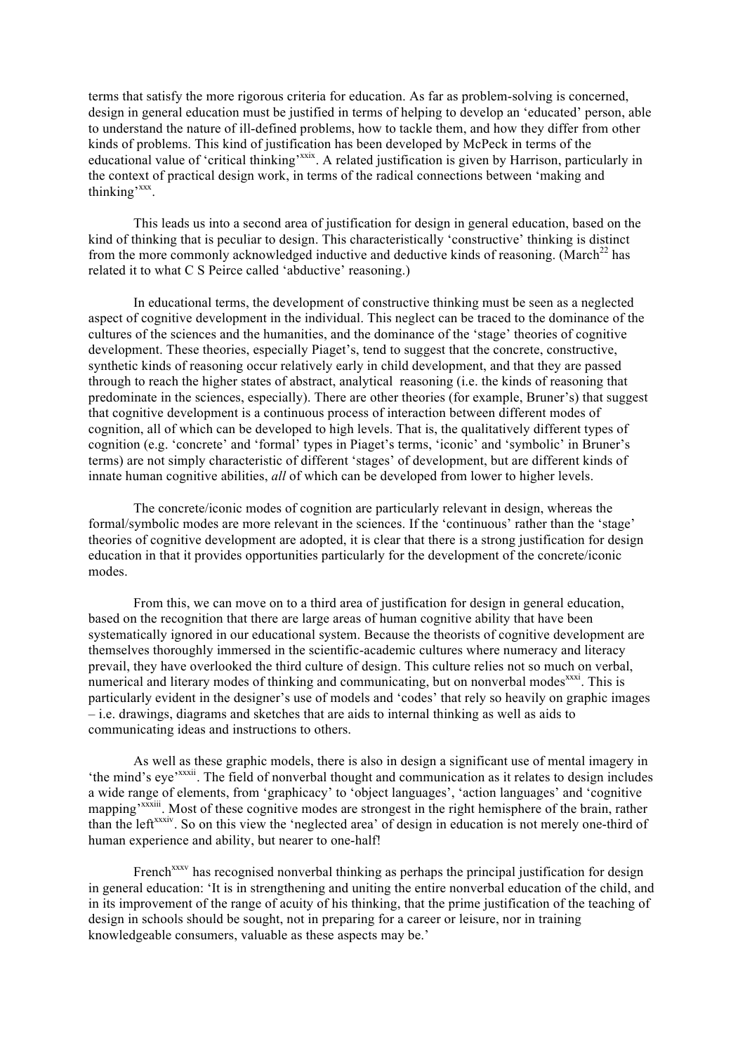terms that satisfy the more rigorous criteria for education. As far as problem-solving is concerned, design in general education must be justified in terms of helping to develop an 'educated' person, able to understand the nature of ill-defined problems, how to tackle them, and how they differ from other kinds of problems. This kind of justification has been developed by McPeck in terms of the educational value of 'critical thinking'[xxix]. A related justification is given by Harrison, particularly in the context of practical design work, in terms of the radical connections between 'making and thinking'[xxx].

This leads us into a second area of justification for design in general education, based on the kind of thinking that is peculiar to design. This characteristically 'constructive' thinking is distinct from the more commonly acknowledged inductive and deductive kinds of reasoning. (March[22] has related it to what C S Peirce called 'abductive' reasoning.)

In educational terms, the development of constructive thinking must be seen as a neglected aspect of cognitive development in the individual. This neglect can be traced to the dominance of the cultures of the sciences and the humanities, and the dominance of the 'stage' theories of cognitive development. These theories, especially Piaget's, tend to suggest that the concrete, constructive, synthetic kinds of reasoning occur relatively early in child development, and that they are passed through to reach the higher states of abstract, analytical reasoning (i.e. the kinds of reasoning that predominate in the sciences, especially). There are other theories (for example, Bruner's) that suggest that cognitive development is a continuous process of interaction between different modes of cognition, all of which can be developed to high levels. That is, the qualitatively different types of cognition (e.g. 'concrete' and 'formal' types in Piaget's terms, 'iconic' and 'symbolic' in Bruner's terms) are not simply characteristic of different 'stages' of development, but are different kinds of innate human cognitive abilities, *all* of which can be developed from lower to higher levels.

The concrete/iconic modes of cognition are particularly relevant in design, whereas the formal/symbolic modes are more relevant in the sciences. If the 'continuous' rather than the 'stage' theories of cognitive development are adopted, it is clear that there is a strong justification for design education in that it provides opportunities particularly for the development of the concrete/iconic modes.

From this, we can move on to a third area of justification for design in general education, based on the recognition that there are large areas of human cognitive ability that have been systematically ignored in our educational system. Because the theorists of cognitive development are themselves thoroughly immersed in the scientific-academic cultures where numeracy and literacy prevail, they have overlooked the third culture of design. This culture relies not so much on verbal, numerical and literary modes of thinking and communicating, but on nonverbal modes[xxxi]. This is particularly evident in the designer's use of models and 'codes' that rely so heavily on graphic images – i.e. drawings, diagrams and sketches that are aids to internal thinking as well as aids to communicating ideas and instructions to others.

As well as these graphic models, there is also in design a significant use of mental imagery in 'the mind's eye'[xxxii]. The field of nonverbal thought and communication as it relates to design includes a wide range of elements, from 'graphicacy' to 'object languages', 'action languages' and 'cognitive mapping'[xxxiii]. Most of these cognitive modes are strongest in the right hemisphere of the brain, rather than the left[xxxiv]. So on this view the 'neglected area' of design in education is not merely one-third of human experience and ability, but nearer to one-half!

French[xxxv] has recognised nonverbal thinking as perhaps the principal justification for design in general education: 'It is in strengthening and uniting the entire nonverbal education of the child, and in its improvement of the range of acuity of his thinking, that the prime justification of the teaching of design in schools should be sought, not in preparing for a career or leisure, nor in training knowledgeable consumers, valuable as these aspects may be.'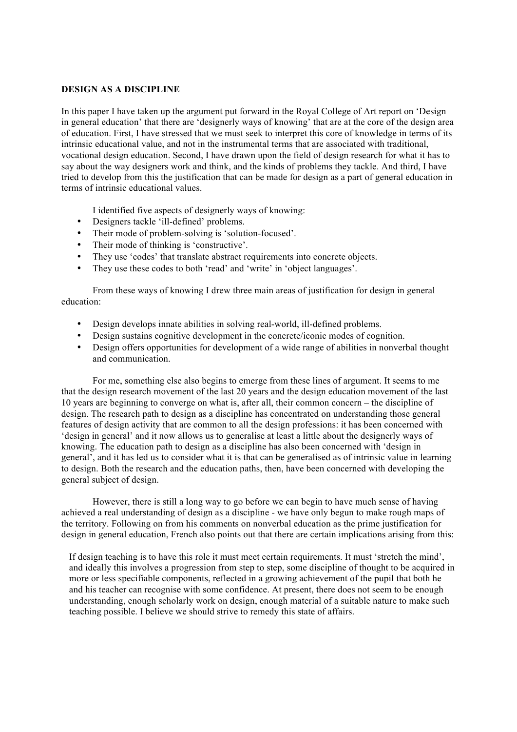**DESIGN AS A DISCIPLINE**

In this paper I have taken up the argument put forward in the Royal College of Art report on 'Design in general education' that there are 'designerly ways of knowing' that are at the core of the design area of education. First, I have stressed that we must seek to interpret this core of knowledge in terms of its intrinsic educational value, and not in the instrumental terms that are associated with traditional, vocational design education. Second, I have drawn upon the field of design research for what it has to say about the way designers work and think, and the kinds of problems they tackle. And third, I have tried to develop from this the justification that can be made for design as a part of general education in terms of intrinsic educational values.

I identified five aspects of designerly ways of knowing:

- Designers tackle 'ill-defined' problems.
- Their mode of problem-solving is 'solution-focused'.
- Their mode of thinking is 'constructive'.
- They use 'codes' that translate abstract requirements into concrete objects.
- They use these codes to both 'read' and 'write' in 'object languages'.

From these ways of knowing I drew three main areas of justification for design in general education:

- Design develops innate abilities in solving real-world, ill-defined problems.
- Design sustains cognitive development in the concrete/iconic modes of cognition.
- Design offers opportunities for development of a wide range of abilities in nonverbal thought and communication.

For me, something else also begins to emerge from these lines of argument. It seems to me that the design research movement of the last 20 years and the design education movement of the last 10 years are beginning to converge on what is, after all, their common concern – the discipline of design. The research path to design as a discipline has concentrated on understanding those general features of design activity that are common to all the design professions: it has been concerned with 'design in general' and it now allows us to generalise at least a little about the designerly ways of knowing. The education path to design as a discipline has also been concerned with 'design in general', and it has led us to consider what it is that can be generalised as of intrinsic value in learning to design. Both the research and the education paths, then, have been concerned with developing the general subject of design.

However, there is still a long way to go before we can begin to have much sense of having achieved a real understanding of design as a discipline - we have only begun to make rough maps of the territory. Following on from his comments on nonverbal education as the prime justification for design in general education, French also points out that there are certain implications arising from this:

> If design teaching is to have this role it must meet certain requirements. It must 'stretch the mind', and ideally this involves a progression from step to step, some discipline of thought to be acquired in more or less specifiable components, reflected in a growing achievement of the pupil that both he and his teacher can recognise with some confidence. At present, there does not seem to be enough understanding, enough scholarly work on design, enough material of a suitable nature to make such teaching possible. I believe we should strive to remedy this state of affairs.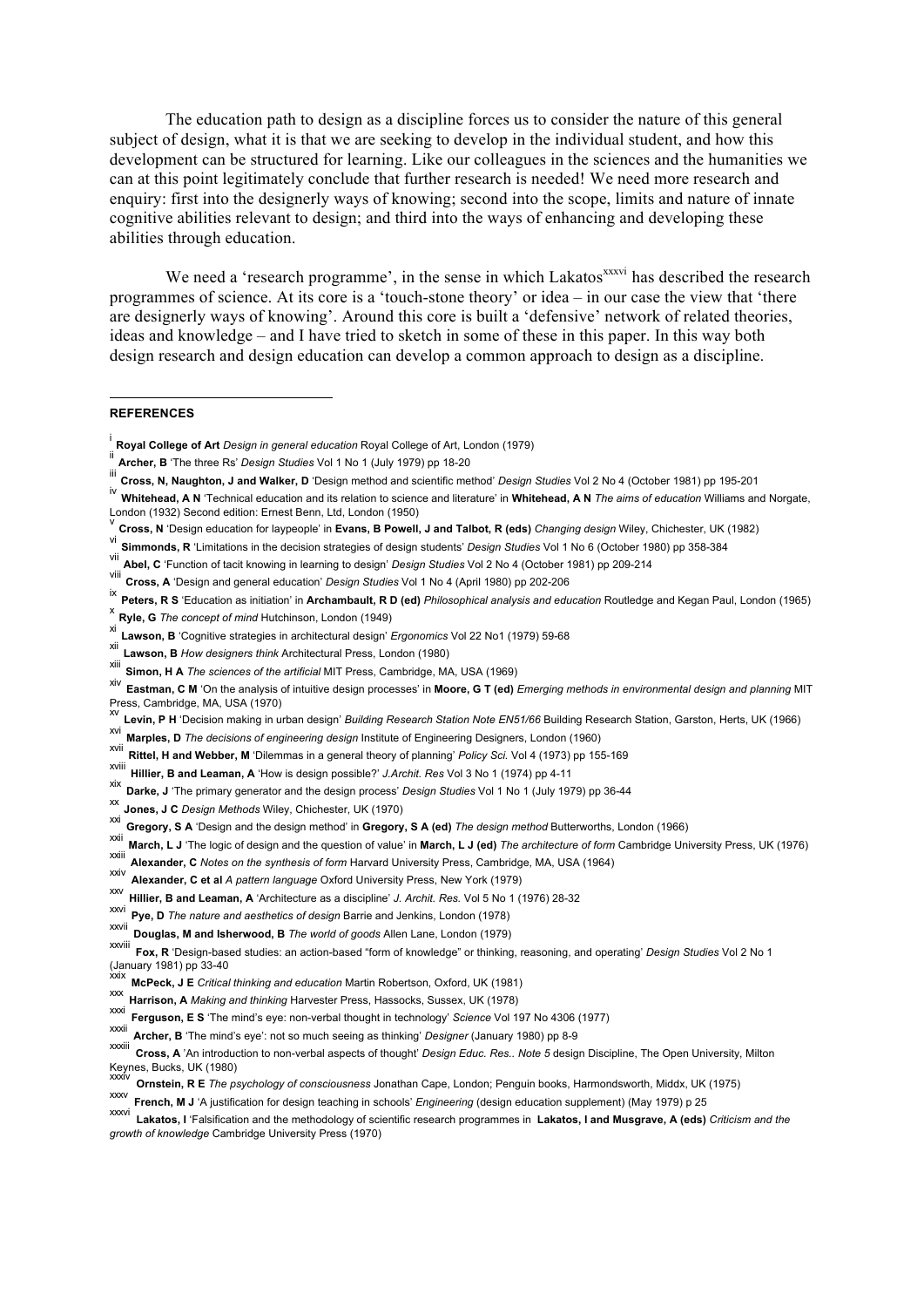The education path to design as a discipline forces us to consider the nature of this general subject of design, what it is that we are seeking to develop in the individual student, and how this development can be structured for learning. Like our colleagues in the sciences and the humanities we can at this point legitimately conclude that further research is needed! We need more research and enquiry: first into the designerly ways of knowing; second into the scope, limits and nature of innate cognitive abilities relevant to design; and third into the ways of enhancing and developing these abilities through education.

We need a 'research programme', in the sense in which Lakatos[xxxvi] has described the research programmes of science. At its core is a 'touch-stone theory' or idea – in our case the view that 'there are designerly ways of knowing'. Around this core is built a 'defensive' network of related theories, ideas and knowledge – and I have tried to sketch in some of these in this paper. In this way both design research and design education can develop a common approach to design as a discipline.

## REFERENCES

[i] **Royal College of Art** *Design in general education* Royal College of Art, London (1979)

[ii] **Archer, B** 'The three Rs' *Design Studies* Vol 1 No 1 (July 1979) pp 18-20

[iii] **Cross, N, Naughton, J and Walker, D** 'Design method and scientific method' *Design Studies* Vol 2 No 4 (October 1981) pp 195-201

[iv] **Whitehead, A N** 'Technical education and its relation to science and literature' in **Whitehead, A N** *The aims of education* Williams and Norgate, London (1932) Second edition: Ernest Benn, Ltd, London (1950)

[v] **Cross, N** 'Design education for laypeople' in **Evans, B Powell, J and Talbot, R (eds)** *Changing design* Wiley, Chichester, UK (1982)

[vi] **Simmonds, R** 'Limitations in the decision strategies of design students' *Design Studies* Vol 1 No 6 (October 1980) pp 358-384

[vii] **Abel, C** 'Function of tacit knowing in learning to design' *Design Studies* Vol 2 No 4 (October 1981) pp 209-214

[viii] **Cross, A** 'Design and general education' *Design Studies* Vol 1 No 4 (April 1980) pp 202-206

[ix] **Peters, R S** 'Education as initiation' in **Archambault, R D (ed)** *Philosophical analysis and education* Routledge and Kegan Paul, London (1965)

[x] **Ryle, G** *The concept of mind* Hutchinson, London (1949)

[xi] **Lawson, B** 'Cognitive strategies in architectural design' *Ergonomics* Vol 22 No1 (1979) 59-68

[xii] **Lawson, B** *How designers think* Architectural Press, London (1980)

[xiii] **Simon, H A** *The sciences of the artificial* MIT Press, Cambridge, MA, USA (1969)

[xiv] **Eastman, C M** 'On the analysis of intuitive design processes' in **Moore, G T (ed)** *Emerging methods in environmental design and planning* MIT Press, Cambridge, MA, USA (1970)

[xv] **Levin, P H** 'Decision making in urban design' *Building Research Station Note EN51/66* Building Research Station, Garston, Herts, UK (1966)

[xvi] **Marples, D** *The decisions of engineering design* Institute of Engineering Designers, London (1960)

[xvii] **Rittel, H and Webber, M** 'Dilemmas in a general theory of planning' *Policy Sci.* Vol 4 (1973) pp 155-169

[xviii] **Hillier, B and Leaman, A** 'How is design possible?' *J.Archit. Res* Vol 3 No 1 (1974) pp 4-11

[xix] **Darke, J** 'The primary generator and the design process' *Design Studies* Vol 1 No 1 (July 1979) pp 36-44

[xx] **Jones, J C** *Design Methods* Wiley, Chichester, UK (1970)

[xxi] **Gregory, S A** 'Design and the design method' in **Gregory, S A (ed)** *The design method* Butterworths, London (1966)

[xxii] **March, L J** 'The logic of design and the question of value' in **March, L J (ed)** *The architecture of form* Cambridge University Press, UK (1976)

[xxiii] **Alexander, C** *Notes on the synthesis of form* Harvard University Press, Cambridge, MA, USA (1964)

[xxiv] **Alexander, C et al** *A pattern language* Oxford University Press, New York (1979)

[xxv] **Hillier, B and Leaman, A** 'Architecture as a discipline' *J. Archit. Res.* Vol 5 No 1 (1976) 28-32

[xxvi] **Pye, D** *The nature and aesthetics of design* Barrie and Jenkins, London (1978)

[xxvii] **Douglas, M and Isherwood, B** *The world of goods* Allen Lane, London (1979)

[xxviii] **Fox, R** 'Design-based studies: an action-based "form of knowledge" or thinking, reasoning, and operating' *Design Studies* Vol 2 No 1 (January 1981) pp 33-40

[xxix] **McPeck, J E** *Critical thinking and education* Martin Robertson, Oxford, UK (1981)

[xxx] **Harrison, A** *Making and thinking* Harvester Press, Hassocks, Sussex, UK (1978)

[xxxi] **Ferguson, E S** 'The mind's eye: non-verbal thought in technology' *Science* Vol 197 No 4306 (1977)

[xxxii] **Archer, B** 'The mind's eye': not so much seeing as thinking' *Designer* (January 1980) pp 8-9

[xxxiii] **Cross, A** 'An introduction to non-verbal aspects of thought' *Design Educ. Res.. Note 5* design Discipline, The Open University, Milton Keynes, Bucks, UK (1980)

[xxxiv] **Ornstein, R E** *The psychology of consciousness* Jonathan Cape, London; Penguin books, Harmondsworth, Middx, UK (1975)

[xxxv] **French, M J** 'A justification for design teaching in schools' *Engineering* (design education supplement) (May 1979) p 25

[xxxvi] **Lakatos, I** 'Falsification and the methodology of scientific research programmes in **Lakatos, I and Musgrave, A (eds)** *Criticism and the growth of knowledge* Cambridge University Press (1970)